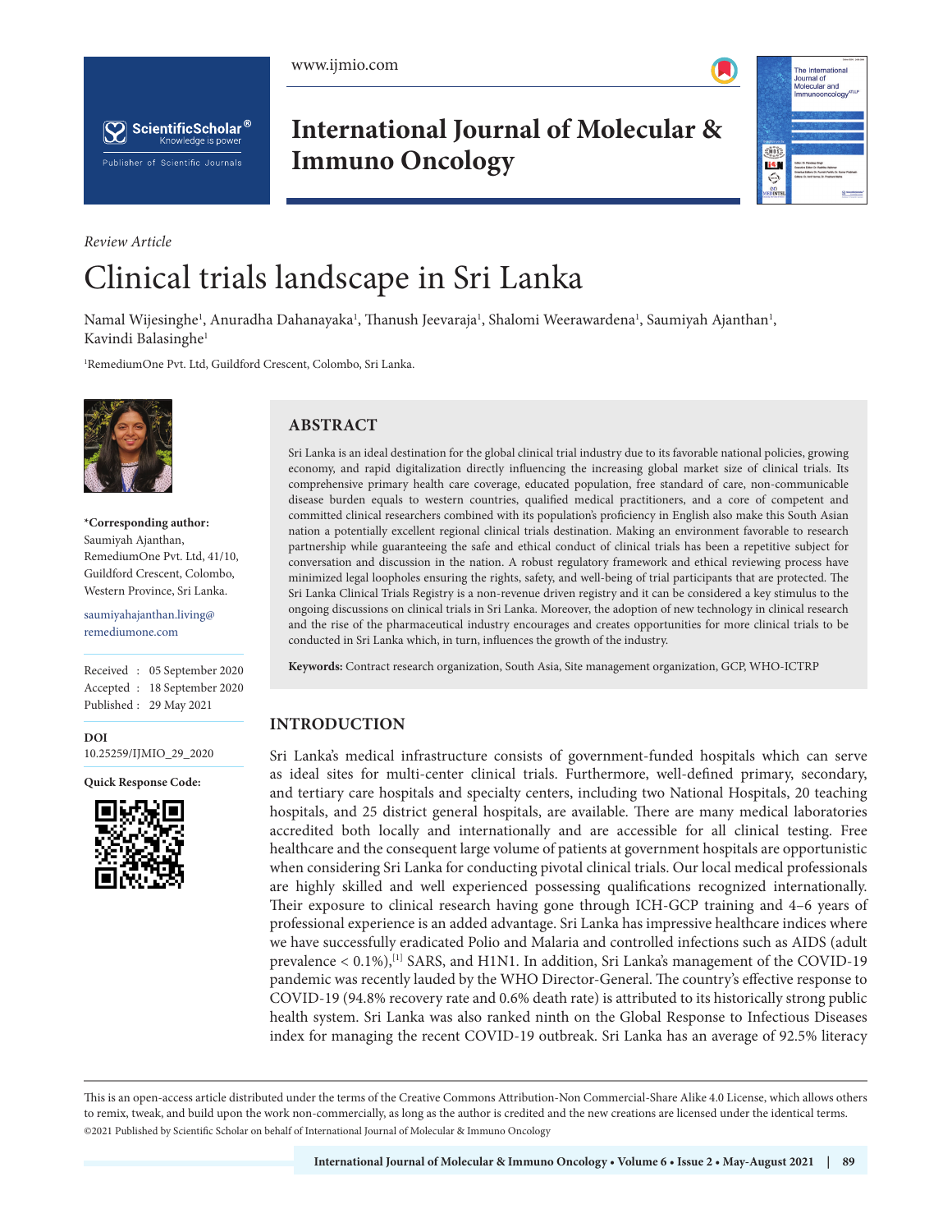Review Article

# Clinical trials landscape in Sri Lanka

Namal Wijesinghe[1], Anuradha Dahanayaka[1], Thanush Jeevaraja[1], Shalomi Weerawardena[1], Saumiyah Ajanthan[1], Kavindi Balasinghe[1]

[1]RemediumOne Pvt. Ltd, Guildford Crescent, Colombo, Sri Lanka.

**\*Corresponding author:**
Saumiyah Ajanthan,
RemediumOne Pvt. Ltd, 41/10,
Guildford Crescent, Colombo,
Western Province, Sri Lanka.

saumiyahajanthan.living@remediumone.com

Received : 05 September 2020
Accepted : 18 September 2020
Published : 29 May 2021

**DOI**
10.25259/IJMIO_29_2020

**Quick Response Code:**

## ABSTRACT

Sri Lanka is an ideal destination for the global clinical trial industry due to its favorable national policies, growing economy, and rapid digitalization directly influencing the increasing global market size of clinical trials. Its comprehensive primary health care coverage, educated population, free standard of care, non-communicable disease burden equals to western countries, qualified medical practitioners, and a core of competent and committed clinical researchers combined with its population's proficiency in English also make this South Asian nation a potentially excellent regional clinical trials destination. Making an environment favorable to research partnership while guaranteeing the safe and ethical conduct of clinical trials has been a repetitive subject for conversation and discussion in the nation. A robust regulatory framework and ethical reviewing process have minimized legal loopholes ensuring the rights, safety, and well-being of trial participants that are protected. The Sri Lanka Clinical Trials Registry is a non-revenue driven registry and it can be considered a key stimulus to the ongoing discussions on clinical trials in Sri Lanka. Moreover, the adoption of new technology in clinical research and the rise of the pharmaceutical industry encourages and creates opportunities for more clinical trials to be conducted in Sri Lanka which, in turn, influences the growth of the industry.

**Keywords:** Contract research organization, South Asia, Site management organization, GCP, WHO-ICTRP

## INTRODUCTION

Sri Lanka's medical infrastructure consists of government-funded hospitals which can serve as ideal sites for multi-center clinical trials. Furthermore, well-defined primary, secondary, and tertiary care hospitals and specialty centers, including two National Hospitals, 20 teaching hospitals, and 25 district general hospitals, are available. There are many medical laboratories accredited both locally and internationally and are accessible for all clinical testing. Free healthcare and the consequent large volume of patients at government hospitals are opportunistic when considering Sri Lanka for conducting pivotal clinical trials. Our local medical professionals are highly skilled and well experienced possessing qualifications recognized internationally. Their exposure to clinical research having gone through ICH-GCP training and 4–6 years of professional experience is an added advantage. Sri Lanka has impressive healthcare indices where we have successfully eradicated Polio and Malaria and controlled infections such as AIDS (adult prevalence < 0.1%),[1] SARS, and H1N1. In addition, Sri Lanka's management of the COVID-19 pandemic was recently lauded by the WHO Director-General. The country's effective response to COVID-19 (94.8% recovery rate and 0.6% death rate) is attributed to its historically strong public health system. Sri Lanka was also ranked ninth on the Global Response to Infectious Diseases index for managing the recent COVID-19 outbreak. Sri Lanka has an average of 92.5% literacy

This is an open-access article distributed under the terms of the Creative Commons Attribution-Non Commercial-Share Alike 4.0 License, which allows others to remix, tweak, and build upon the work non-commercially, as long as the author is credited and the new creations are licensed under the identical terms.
©2021 Published by Scientific Scholar on behalf of International Journal of Molecular & Immuno Oncology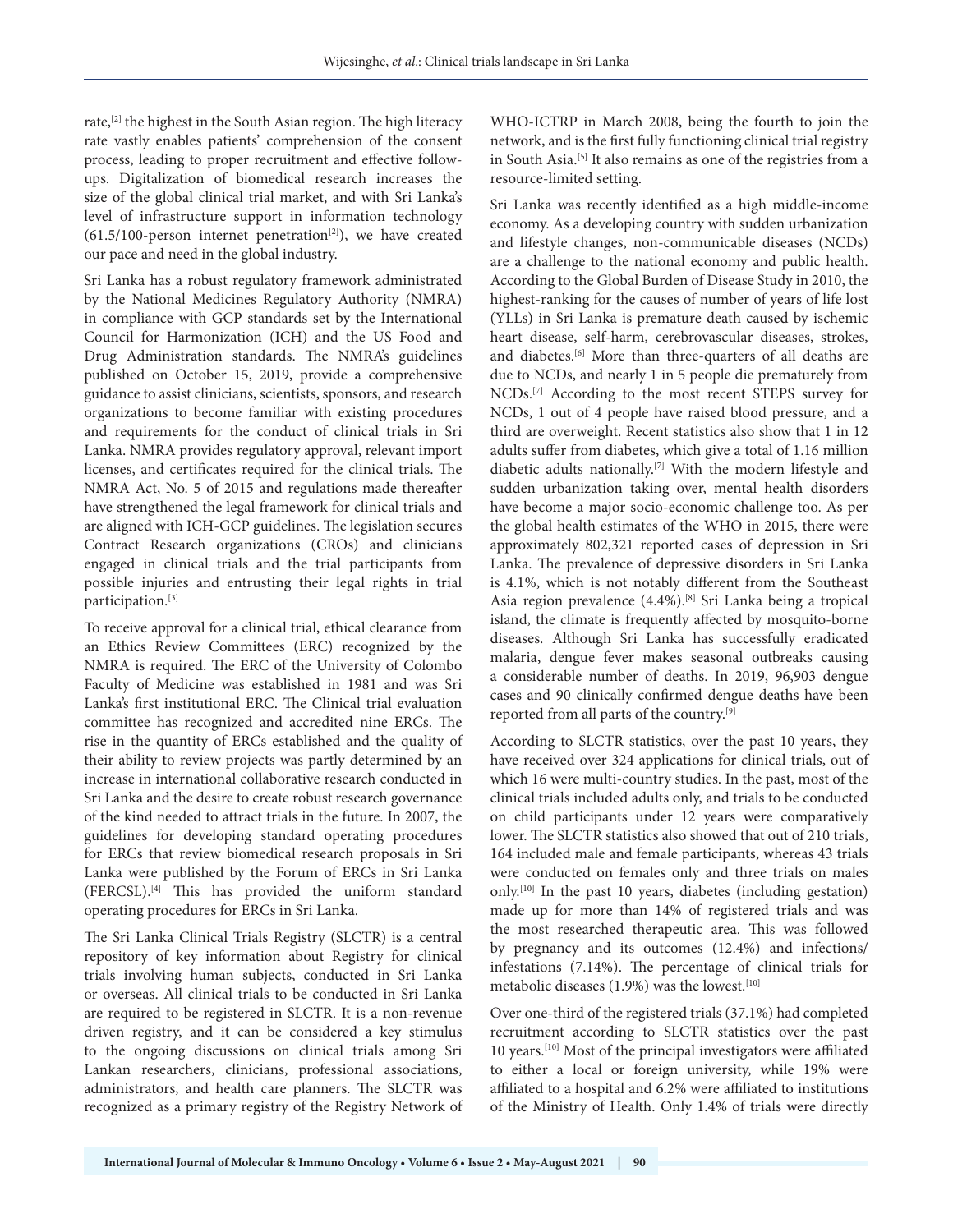rate,[2] the highest in the South Asian region. The high literacy rate vastly enables patients' comprehension of the consent process, leading to proper recruitment and effective follow-ups. Digitalization of biomedical research increases the size of the global clinical trial market, and with Sri Lanka's level of infrastructure support in information technology (61.5/100-person internet penetration[2]), we have created our pace and need in the global industry.

Sri Lanka has a robust regulatory framework administrated by the National Medicines Regulatory Authority (NMRA) in compliance with GCP standards set by the International Council for Harmonization (ICH) and the US Food and Drug Administration standards. The NMRA's guidelines published on October 15, 2019, provide a comprehensive guidance to assist clinicians, scientists, sponsors, and research organizations to become familiar with existing procedures and requirements for the conduct of clinical trials in Sri Lanka. NMRA provides regulatory approval, relevant import licenses, and certificates required for the clinical trials. The NMRA Act, No. 5 of 2015 and regulations made thereafter have strengthened the legal framework for clinical trials and are aligned with ICH-GCP guidelines. The legislation secures Contract Research organizations (CROs) and clinicians engaged in clinical trials and the trial participants from possible injuries and entrusting their legal rights in trial participation.[3]

To receive approval for a clinical trial, ethical clearance from an Ethics Review Committees (ERC) recognized by the NMRA is required. The ERC of the University of Colombo Faculty of Medicine was established in 1981 and was Sri Lanka's first institutional ERC. The Clinical trial evaluation committee has recognized and accredited nine ERCs. The rise in the quantity of ERCs established and the quality of their ability to review projects was partly determined by an increase in international collaborative research conducted in Sri Lanka and the desire to create robust research governance of the kind needed to attract trials in the future. In 2007, the guidelines for developing standard operating procedures for ERCs that review biomedical research proposals in Sri Lanka were published by the Forum of ERCs in Sri Lanka (FERCSL).[4] This has provided the uniform standard operating procedures for ERCs in Sri Lanka.

The Sri Lanka Clinical Trials Registry (SLCTR) is a central repository of key information about Registry for clinical trials involving human subjects, conducted in Sri Lanka or overseas. All clinical trials to be conducted in Sri Lanka are required to be registered in SLCTR. It is a non-revenue driven registry, and it can be considered a key stimulus to the ongoing discussions on clinical trials among Sri Lankan researchers, clinicians, professional associations, administrators, and health care planners. The SLCTR was recognized as a primary registry of the Registry Network of WHO-ICTRP in March 2008, being the fourth to join the network, and is the first fully functioning clinical trial registry in South Asia.[5] It also remains as one of the registries from a resource-limited setting.

Sri Lanka was recently identified as a high middle-income economy. As a developing country with sudden urbanization and lifestyle changes, non-communicable diseases (NCDs) are a challenge to the national economy and public health. According to the Global Burden of Disease Study in 2010, the highest-ranking for the causes of number of years of life lost (YLLs) in Sri Lanka is premature death caused by ischemic heart disease, self-harm, cerebrovascular diseases, strokes, and diabetes.[6] More than three-quarters of all deaths are due to NCDs, and nearly 1 in 5 people die prematurely from NCDs.[7] According to the most recent STEPS survey for NCDs, 1 out of 4 people have raised blood pressure, and a third are overweight. Recent statistics also show that 1 in 12 adults suffer from diabetes, which give a total of 1.16 million diabetic adults nationally.[7] With the modern lifestyle and sudden urbanization taking over, mental health disorders have become a major socio-economic challenge too. As per the global health estimates of the WHO in 2015, there were approximately 802,321 reported cases of depression in Sri Lanka. The prevalence of depressive disorders in Sri Lanka is 4.1%, which is not notably different from the Southeast Asia region prevalence (4.4%).[8] Sri Lanka being a tropical island, the climate is frequently affected by mosquito-borne diseases. Although Sri Lanka has successfully eradicated malaria, dengue fever makes seasonal outbreaks causing a considerable number of deaths. In 2019, 96,903 dengue cases and 90 clinically confirmed dengue deaths have been reported from all parts of the country.[9]

According to SLCTR statistics, over the past 10 years, they have received over 324 applications for clinical trials, out of which 16 were multi-country studies. In the past, most of the clinical trials included adults only, and trials to be conducted on child participants under 12 years were comparatively lower. The SLCTR statistics also showed that out of 210 trials, 164 included male and female participants, whereas 43 trials were conducted on females only and three trials on males only.[10] In the past 10 years, diabetes (including gestation) made up for more than 14% of registered trials and was the most researched therapeutic area. This was followed by pregnancy and its outcomes (12.4%) and infections/infestations (7.14%). The percentage of clinical trials for metabolic diseases (1.9%) was the lowest.[10]

Over one-third of the registered trials (37.1%) had completed recruitment according to SLCTR statistics over the past 10 years.[10] Most of the principal investigators were affiliated to either a local or foreign university, while 19% were affiliated to a hospital and 6.2% were affiliated to institutions of the Ministry of Health. Only 1.4% of trials were directly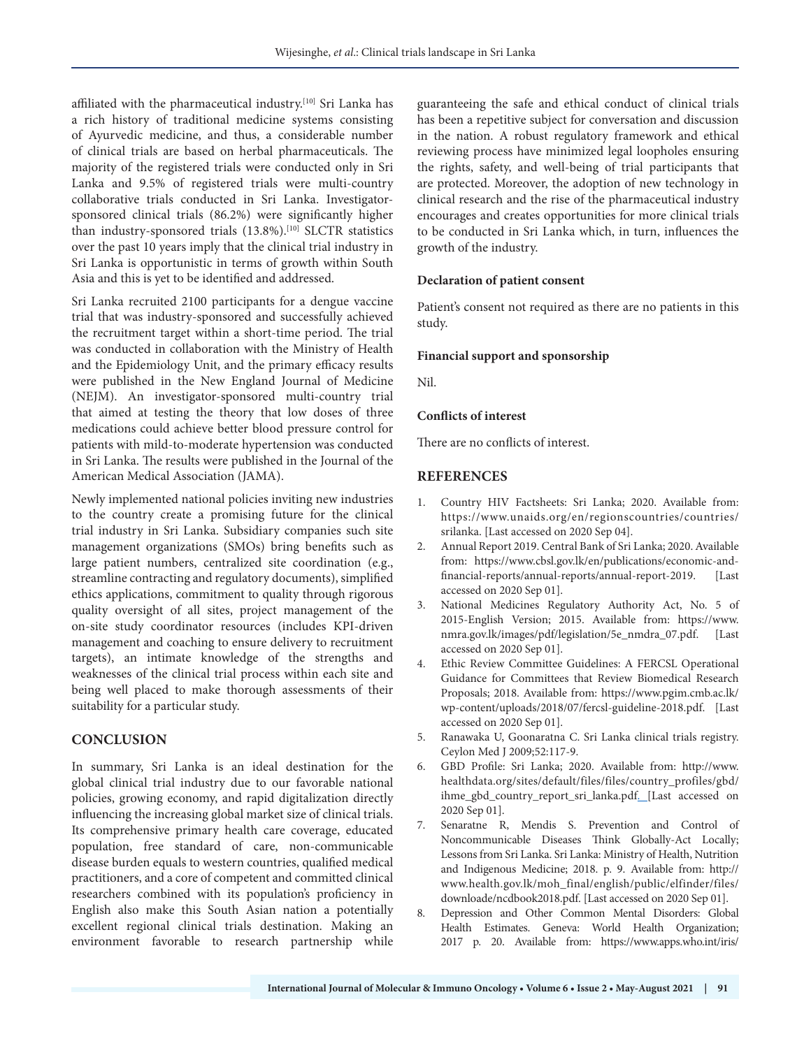affiliated with the pharmaceutical industry.[10] Sri Lanka has a rich history of traditional medicine systems consisting of Ayurvedic medicine, and thus, a considerable number of clinical trials are based on herbal pharmaceuticals. The majority of the registered trials were conducted only in Sri Lanka and 9.5% of registered trials were multi-country collaborative trials conducted in Sri Lanka. Investigator-sponsored clinical trials (86.2%) were significantly higher than industry-sponsored trials (13.8%).[10] SLCTR statistics over the past 10 years imply that the clinical trial industry in Sri Lanka is opportunistic in terms of growth within South Asia and this is yet to be identified and addressed.

Sri Lanka recruited 2100 participants for a dengue vaccine trial that was industry-sponsored and successfully achieved the recruitment target within a short-time period. The trial was conducted in collaboration with the Ministry of Health and the Epidemiology Unit, and the primary efficacy results were published in the New England Journal of Medicine (NEJM). An investigator-sponsored multi-country trial that aimed at testing the theory that low doses of three medications could achieve better blood pressure control for patients with mild-to-moderate hypertension was conducted in Sri Lanka. The results were published in the Journal of the American Medical Association (JAMA).

Newly implemented national policies inviting new industries to the country create a promising future for the clinical trial industry in Sri Lanka. Subsidiary companies such site management organizations (SMOs) bring benefits such as large patient numbers, centralized site coordination (e.g., streamline contracting and regulatory documents), simplified ethics applications, commitment to quality through rigorous quality oversight of all sites, project management of the on-site study coordinator resources (includes KPI-driven management and coaching to ensure delivery to recruitment targets), an intimate knowledge of the strengths and weaknesses of the clinical trial process within each site and being well placed to make thorough assessments of their suitability for a particular study.

## CONCLUSION

In summary, Sri Lanka is an ideal destination for the global clinical trial industry due to our favorable national policies, growing economy, and rapid digitalization directly influencing the increasing global market size of clinical trials. Its comprehensive primary health care coverage, educated population, free standard of care, non-communicable disease burden equals to western countries, qualified medical practitioners, and a core of competent and committed clinical researchers combined with its population's proficiency in English also make this South Asian nation a potentially excellent regional clinical trials destination. Making an environment favorable to research partnership while guaranteeing the safe and ethical conduct of clinical trials has been a repetitive subject for conversation and discussion in the nation. A robust regulatory framework and ethical reviewing process have minimized legal loopholes ensuring the rights, safety, and well-being of trial participants that are protected. Moreover, the adoption of new technology in clinical research and the rise of the pharmaceutical industry encourages and creates opportunities for more clinical trials to be conducted in Sri Lanka which, in turn, influences the growth of the industry.

### Declaration of patient consent

Patient's consent not required as there are no patients in this study.

### Financial support and sponsorship

Nil.

### Conflicts of interest

There are no conflicts of interest.

## REFERENCES

1. Country HIV Factsheets: Sri Lanka; 2020. Available from: https://www.unaids.org/en/regionscountries/countries/srilanka. [Last accessed on 2020 Sep 04].
2. Annual Report 2019. Central Bank of Sri Lanka; 2020. Available from: https://www.cbsl.gov.lk/en/publications/economic-and-financial-reports/annual-reports/annual-report-2019. [Last accessed on 2020 Sep 01].
3. National Medicines Regulatory Authority Act, No. 5 of 2015-English Version; 2015. Available from: https://www.nmra.gov.lk/images/pdf/legislation/5e_nmdra_07.pdf. [Last accessed on 2020 Sep 01].
4. Ethic Review Committee Guidelines: A FERCSL Operational Guidance for Committees that Review Biomedical Research Proposals; 2018. Available from: https://www.pgim.cmb.ac.lk/wp-content/uploads/2018/07/fercsl-guideline-2018.pdf. [Last accessed on 2020 Sep 01].
5. Ranawaka U, Goonaratna C. Sri Lanka clinical trials registry. Ceylon Med J 2009;52:117-9.
6. GBD Profile: Sri Lanka; 2020. Available from: http://www.healthdata.org/sites/default/files/files/country_profiles/gbd/ihme_gbd_country_report_sri_lanka.pdf. [Last accessed on 2020 Sep 01].
7. Senaratne R, Mendis S. Prevention and Control of Noncommunicable Diseases Think Globally-Act Locally; Lessons from Sri Lanka. Sri Lanka: Ministry of Health, Nutrition and Indigenous Medicine; 2018. p. 9. Available from: http://www.health.gov.lk/moh_final/english/public/elfinder/files/downloade/ncdbook2018.pdf. [Last accessed on 2020 Sep 01].
8. Depression and Other Common Mental Disorders: Global Health Estimates. Geneva: World Health Organization; 2017 p. 20. Available from: https://www.apps.who.int/iris/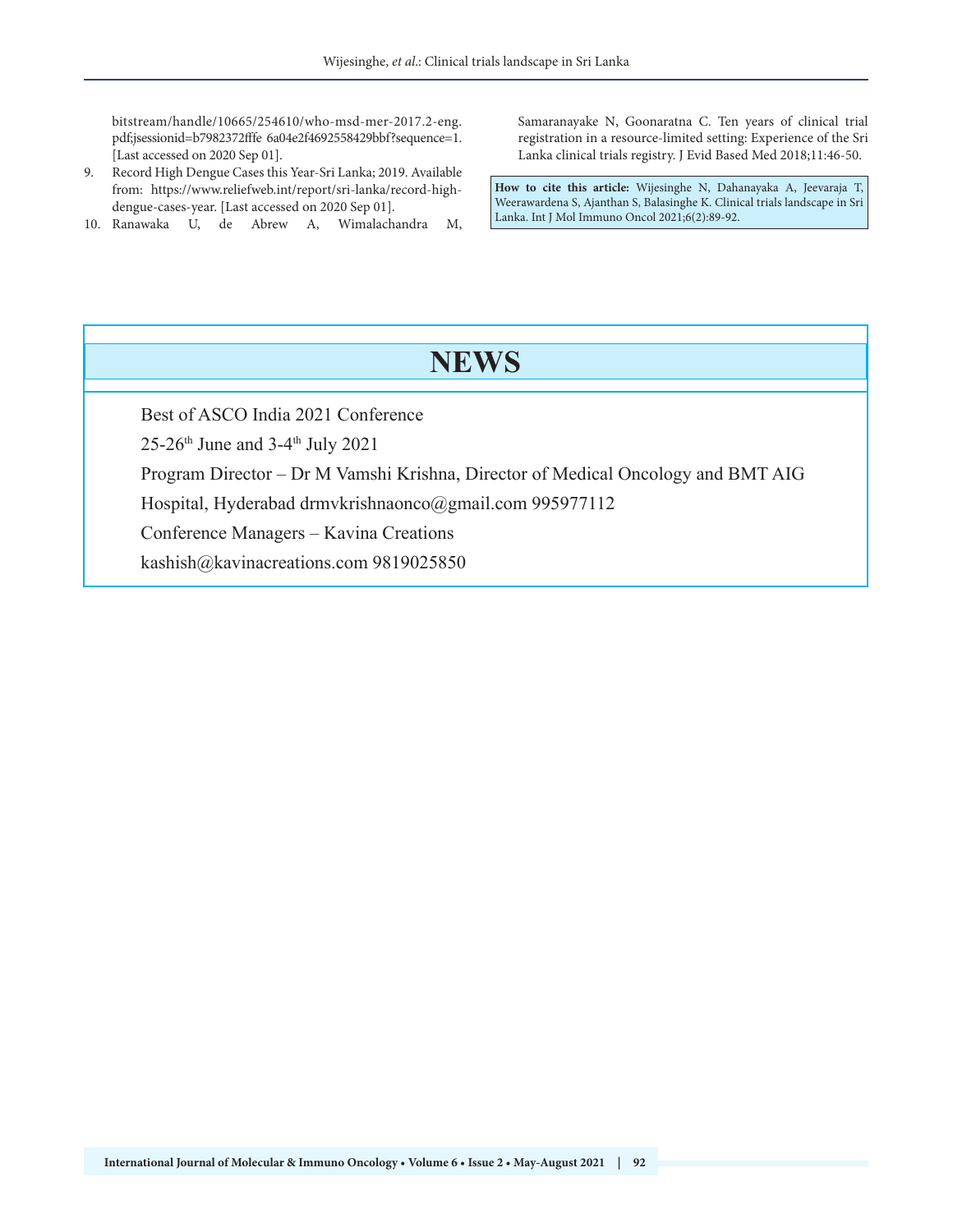bitstream/handle/10665/254610/who-msd-mer-2017.2-eng.pdf;jsessionid=b7982372fffe 6a04e2f4692558429bbf?sequence=1. [Last accessed on 2020 Sep 01].

9. Record High Dengue Cases this Year-Sri Lanka; 2019. Available from: https://www.reliefweb.int/report/sri-lanka/record-high-dengue-cases-year. [Last accessed on 2020 Sep 01].
10. Ranawaka U, de Abrew A, Wimalachandra M, Samaranayake N, Goonaratna C. Ten years of clinical trial registration in a resource-limited setting: Experience of the Sri Lanka clinical trials registry. J Evid Based Med 2018;11:46-50.

**How to cite this article:** Wijesinghe N, Dahanayaka A, Jeevaraja T, Weerawardena S, Ajanthan S, Balasinghe K. Clinical trials landscape in Sri Lanka. Int J Mol Immuno Oncol 2021;6(2):89-92.

# NEWS

Best of ASCO India 2021 Conference

25-26th June and 3-4th July 2021

Program Director – Dr M Vamshi Krishna, Director of Medical Oncology and BMT AIG Hospital, Hyderabad drmvkrishnaonco@gmail.com 995977112

Conference Managers – Kavina Creations

kashish@kavinacreations.com 9819025850